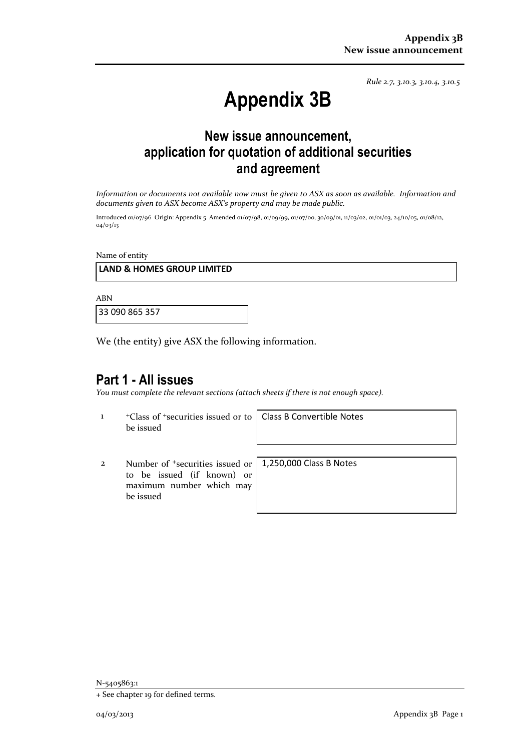*Rule 2.7, 3.10.3, 3.10.4, 3.10.5*

# Appendix 3B

## New issue announcement, application for quotation of additional securities and agreement

*Information or documents not available now must be given to ASX as soon as available. Information and documents given to ASX become ASX's property and may be made public.*

Introduced 01/07/96 Origin: Appendix 5 Amended 01/07/98, 01/09/99, 01/07/00, 30/09/01, 11/03/02, 01/01/03, 24/10/05, 01/08/12, 04/03/13

Name of entity

**LAND & HOMES GROUP LIMITED**

ABN

33 090 865 357

We (the entity) give ASX the following information.

## Part 1 - All issues

*You must complete the relevant sections (attach sheets if there is not enough space).*

| | | |
|---|---|---|
| 1 | +Class of +securities issued or to be issued | Class B Convertible Notes |
| 2 | Number of +securities issued or to be issued (if known) or maximum number which may be issued | 1,250,000 Class B Notes |

N-5405863:1

+ See chapter 19 for defined terms.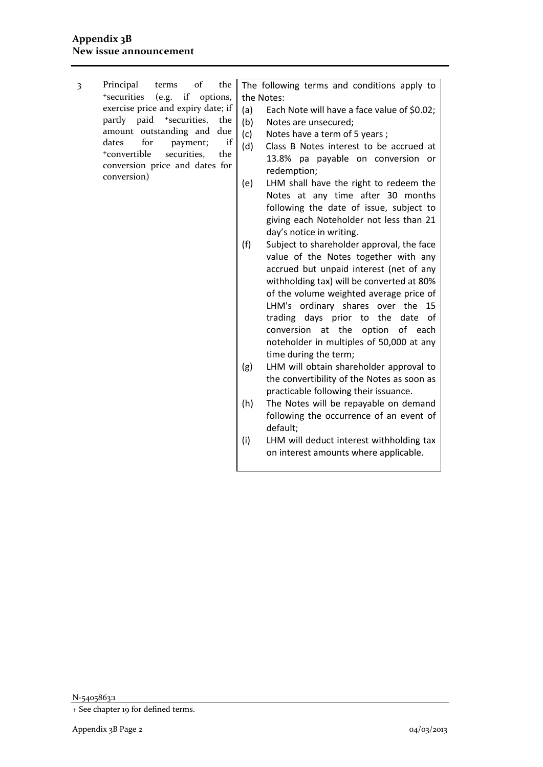| 3 | Principal terms of the +securities (e.g. if options, exercise price and expiry date; if partly paid +securities, the amount outstanding and due dates for payment; if +convertible securities, the conversion price and dates for conversion) | The following terms and conditions apply to the Notes:<br>(a) Each Note will have a face value of $0.02;<br>(b) Notes are unsecured;<br>(c) Notes have a term of 5 years ;<br>(d) Class B Notes interest to be accrued at 13.8% pa payable on conversion or redemption;<br>(e) LHM shall have the right to redeem the Notes at any time after 30 months following the date of issue, subject to giving each Noteholder not less than 21 day's notice in writing.<br>(f) Subject to shareholder approval, the face value of the Notes together with any accrued but unpaid interest (net of any withholding tax) will be converted at 80% of the volume weighted average price of LHM's ordinary shares over the 15 trading days prior to the date of conversion at the option of each noteholder in multiples of 50,000 at any time during the term;<br>(g) LHM will obtain shareholder approval to the convertibility of the Notes as soon as practicable following their issuance.<br>(h) The Notes will be repayable on demand following the occurrence of an event of default;<br>(i) LHM will deduct interest withholding tax on interest amounts where applicable. |
|---|---|---|

N-5405863:1

+ See chapter 19 for defined terms.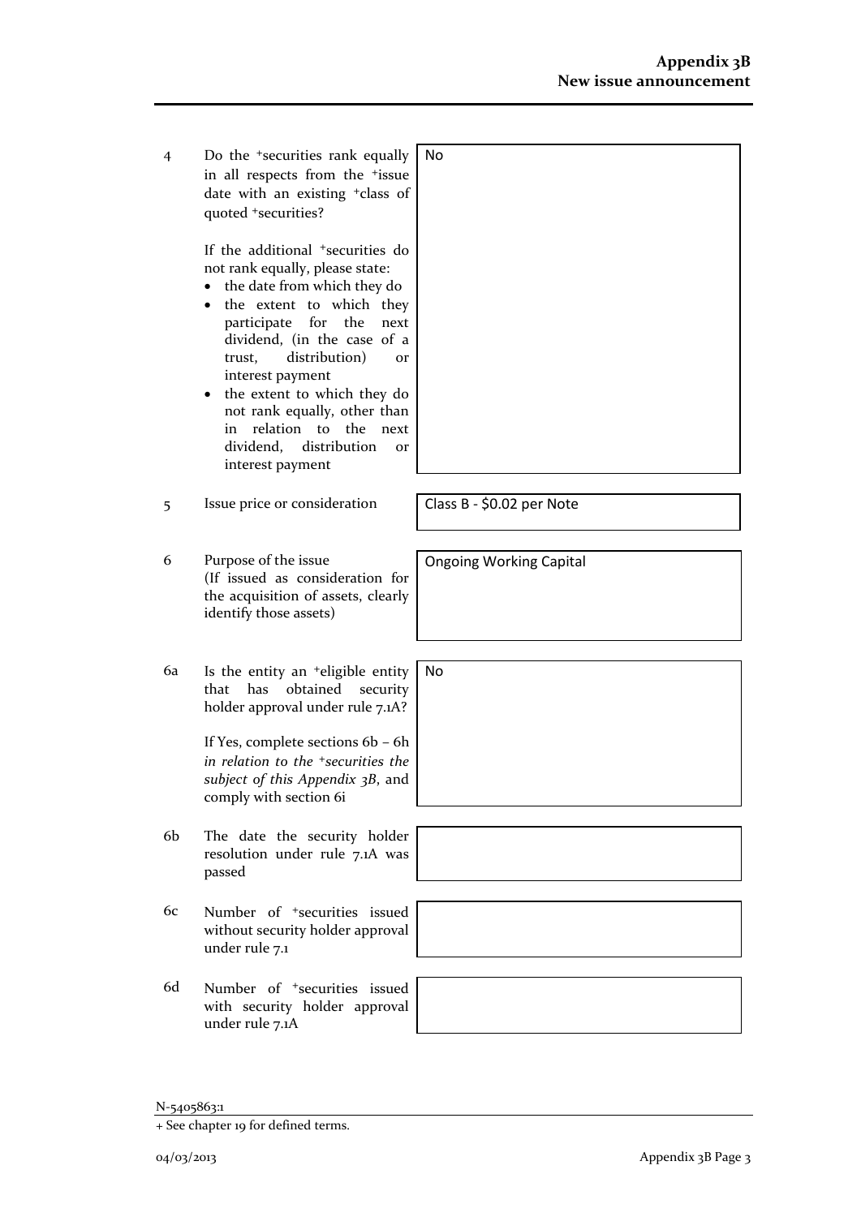| | | |
|---|---|---|
| 4 | Do the +securities rank equally in all respects from the +issue date with an existing +class of quoted +securities?<br><br>If the additional +securities do not rank equally, please state:<br>• the date from which they do<br>• the extent to which they participate for the next dividend, (in the case of a trust, distribution) or interest payment<br>• the extent to which they do not rank equally, other than in relation to the next dividend, distribution or interest payment | No |
| 5 | Issue price or consideration | Class B - $0.02 per Note |
| 6 | Purpose of the issue<br>(If issued as consideration for the acquisition of assets, clearly identify those assets) | Ongoing Working Capital |
| 6a | Is the entity an +eligible entity that has obtained security holder approval under rule 7.1A?<br><br>If Yes, complete sections 6b – 6h *in relation to the +securities the subject of this Appendix 3B*, and comply with section 6i | No |
| 6b | The date the security holder resolution under rule 7.1A was passed | |
| 6c | Number of +securities issued without security holder approval under rule 7.1 | |
| 6d | Number of +securities issued with security holder approval under rule 7.1A | |

N-5405863:1

+ See chapter 19 for defined terms.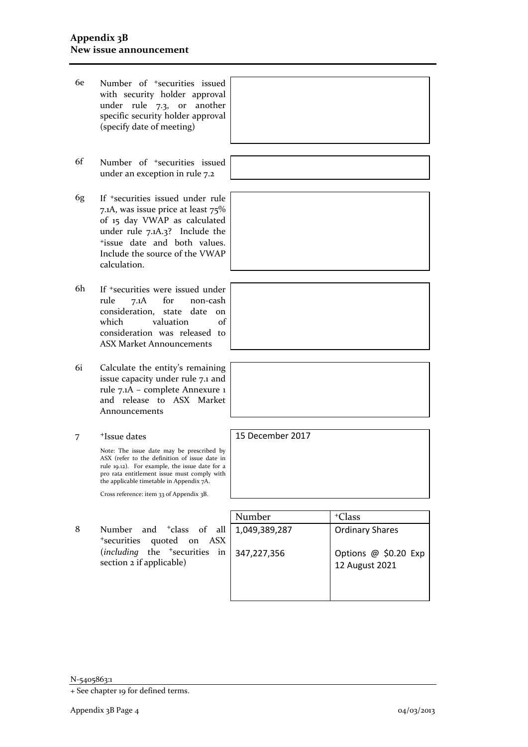| | | |
|---|---|---|
| 6e | Number of +securities issued with security holder approval under rule 7.3, or another specific security holder approval (specify date of meeting) | |
| 6f | Number of +securities issued under an exception in rule 7.2 | |
| 6g | If +securities issued under rule 7.1A, was issue price at least 75% of 15 day VWAP as calculated under rule 7.1A.3? Include the +issue date and both values. Include the source of the VWAP calculation. | |
| 6h | If +securities were issued under rule 7.1A for non-cash consideration, state date on which valuation of consideration was released to ASX Market Announcements | |
| 6i | Calculate the entity's remaining issue capacity under rule 7.1 and rule 7.1A – complete Annexure 1 and release to ASX Market Announcements | |
| 7 | +Issue dates<br><br>Note: The issue date may be prescribed by ASX (refer to the definition of issue date in rule 19.12). For example, the issue date for a pro rata entitlement issue must comply with the applicable timetable in Appendix 7A.<br><br>Cross reference: item 33 of Appendix 3B. | 15 December 2017 |

| | | Number | +Class |
|---|---|---|---|
| 8 | Number and +class of all +securities quoted on ASX (*including* the +securities in section 2 if applicable) | 1,049,389,287 | Ordinary Shares |
| | | 347,227,356 | Options @ $0.20 Exp 12 August 2021 |

N-5405863:1

+ See chapter 19 for defined terms.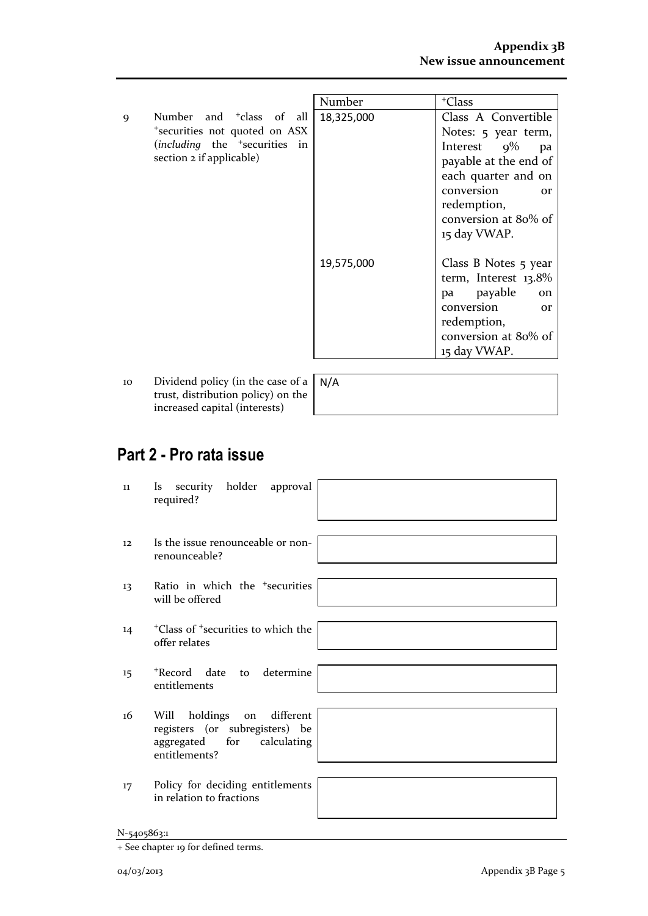| | | Number | +Class |
|---|---|---|---|
| 9 | Number and +class of all +securities not quoted on ASX (*including* the +securities in section 2 if applicable) | 18,325,000 | Class A Convertible Notes: 5 year term, Interest 9% pa payable at the end of each quarter and on conversion or redemption, conversion at 80% of 15 day VWAP. |
| | | 19,575,000 | Class B Notes 5 year term, Interest 13.8% pa payable on conversion or redemption, conversion at 80% of 15 day VWAP. |

| | | |
|---|---|---|
| 10 | Dividend policy (in the case of a trust, distribution policy) on the increased capital (interests) | N/A |

## Part 2 - Pro rata issue

| | | |
|---|---|---|
| 11 | Is security holder approval required? | |
| 12 | Is the issue renounceable or non-renounceable? | |
| 13 | Ratio in which the +securities will be offered | |
| 14 | +Class of +securities to which the offer relates | |
| 15 | +Record date to determine entitlements | |
| 16 | Will holdings on different registers (or subregisters) be aggregated for calculating entitlements? | |
| 17 | Policy for deciding entitlements in relation to fractions | |

N-5405863:1

+ See chapter 19 for defined terms.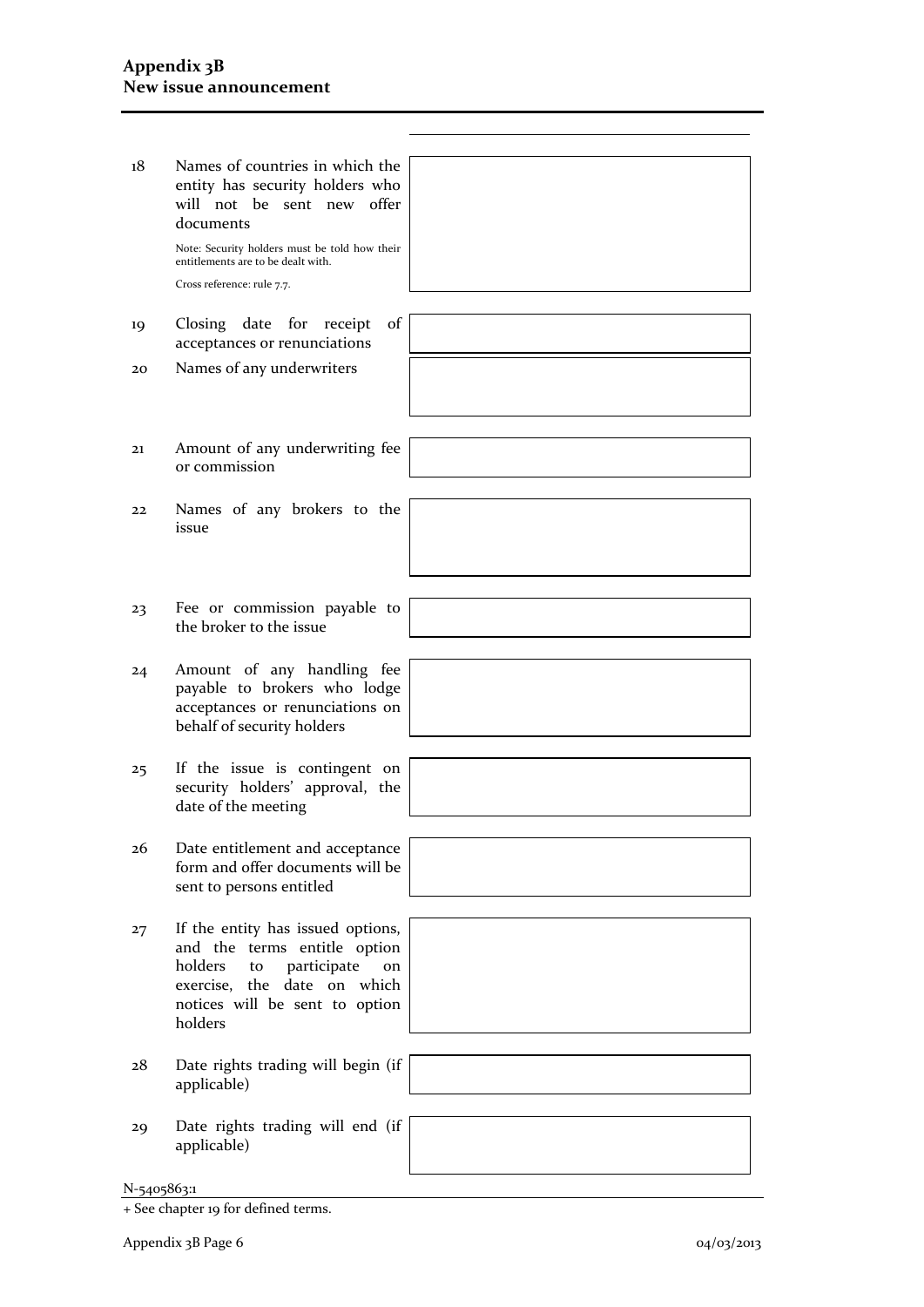| | | |
|---|---|---|
| 18 | Names of countries in which the entity has security holders who will not be sent new offer documents<br><br>Note: Security holders must be told how their entitlements are to be dealt with.<br><br>Cross reference: rule 7.7. | |
| 19 | Closing date for receipt of acceptances or renunciations | |
| 20 | Names of any underwriters | |
| 21 | Amount of any underwriting fee or commission | |
| 22 | Names of any brokers to the issue | |
| 23 | Fee or commission payable to the broker to the issue | |
| 24 | Amount of any handling fee payable to brokers who lodge acceptances or renunciations on behalf of security holders | |
| 25 | If the issue is contingent on security holders' approval, the date of the meeting | |
| 26 | Date entitlement and acceptance form and offer documents will be sent to persons entitled | |
| 27 | If the entity has issued options, and the terms entitle option holders to participate on exercise, the date on which notices will be sent to option holders | |
| 28 | Date rights trading will begin (if applicable) | |
| 29 | Date rights trading will end (if applicable) | |

N-5405863:1

+ See chapter 19 for defined terms.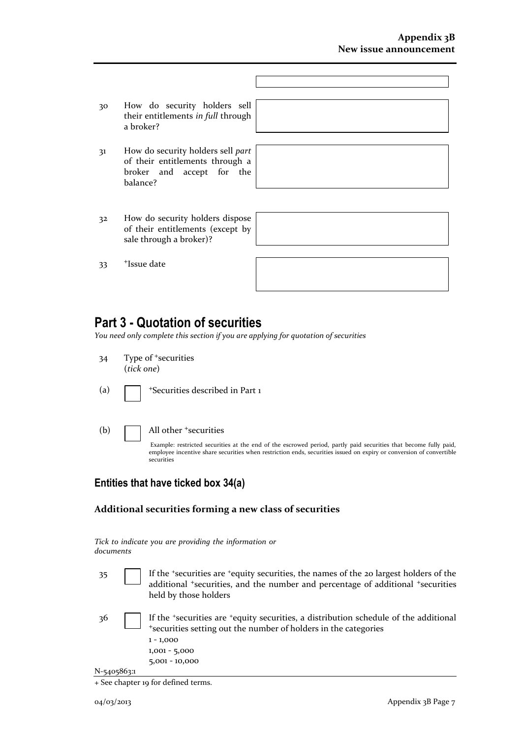| | | |
|---|---|---|
| | | |
| 30 | How do security holders sell their entitlements *in full* through a broker? | |
| 31 | How do security holders sell *part* of their entitlements through a broker and accept for the balance? | |
| 32 | How do security holders dispose of their entitlements (except by sale through a broker)? | |
| 33 | +Issue date | |

# Part 3 - Quotation of securities

*You need only complete this section if you are applying for quotation of securities*

34 Type of +securities
(*tick one*)

(a) ☐ +Securities described in Part 1

(b) ☐ All other +securities

Example: restricted securities at the end of the escrowed period, partly paid securities that become fully paid, employee incentive share securities when restriction ends, securities issued on expiry or conversion of convertible securities

## Entities that have ticked box 34(a)

### Additional securities forming a new class of securities

*Tick to indicate you are providing the information or documents*

35 ☐ If the +securities are +equity securities, the names of the 20 largest holders of the additional +securities, and the number and percentage of additional +securities held by those holders

36 ☐ If the +securities are +equity securities, a distribution schedule of the additional +securities setting out the number of holders in the categories
1 - 1,000
1,001 - 5,000
5,001 - 10,000

N-5405863:1

+ See chapter 19 for defined terms.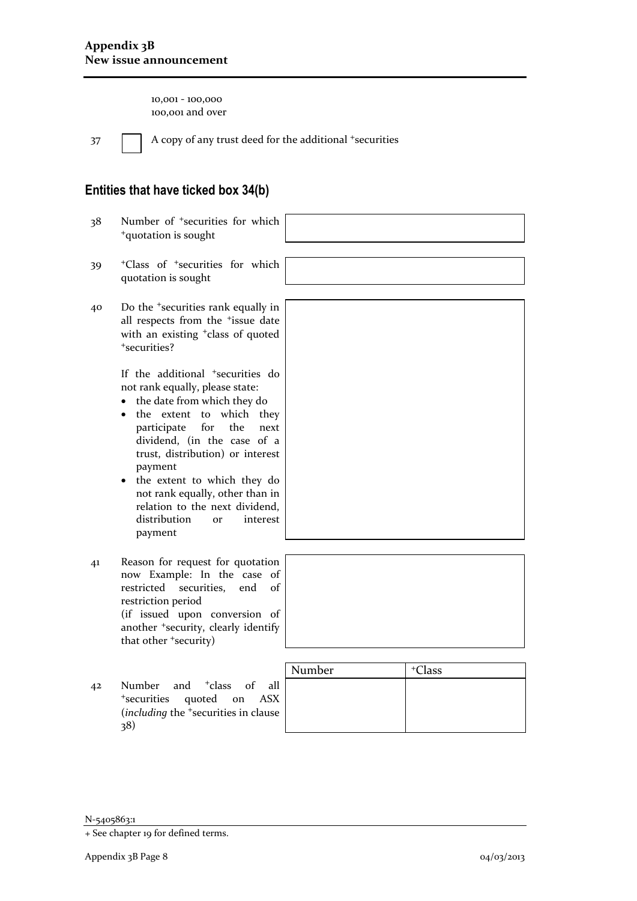10,001 - 100,000
100,001 and over

37 ☐ A copy of any trust deed for the additional +securities

## Entities that have ticked box 34(b)

| | | |
|---|---|---|
| 38 | Number of +securities for which +quotation is sought | |
| 39 | +Class of +securities for which quotation is sought | |
| 40 | Do the +securities rank equally in all respects from the +issue date with an existing +class of quoted +securities?<br><br>If the additional +securities do not rank equally, please state:<br>• the date from which they do<br>• the extent to which they participate for the next dividend, (in the case of a trust, distribution) or interest payment<br>• the extent to which they do not rank equally, other than in relation to the next dividend, distribution or interest payment | |
| 41 | Reason for request for quotation now Example: In the case of restricted securities, end of restriction period<br>(if issued upon conversion of another +security, clearly identify that other +security) | |

| | | Number | +Class |
|---|---|---|---|
| 42 | Number and +class of all +securities quoted on ASX (*including* the +securities in clause 38) | | |

N-5405863:1

+ See chapter 19 for defined terms.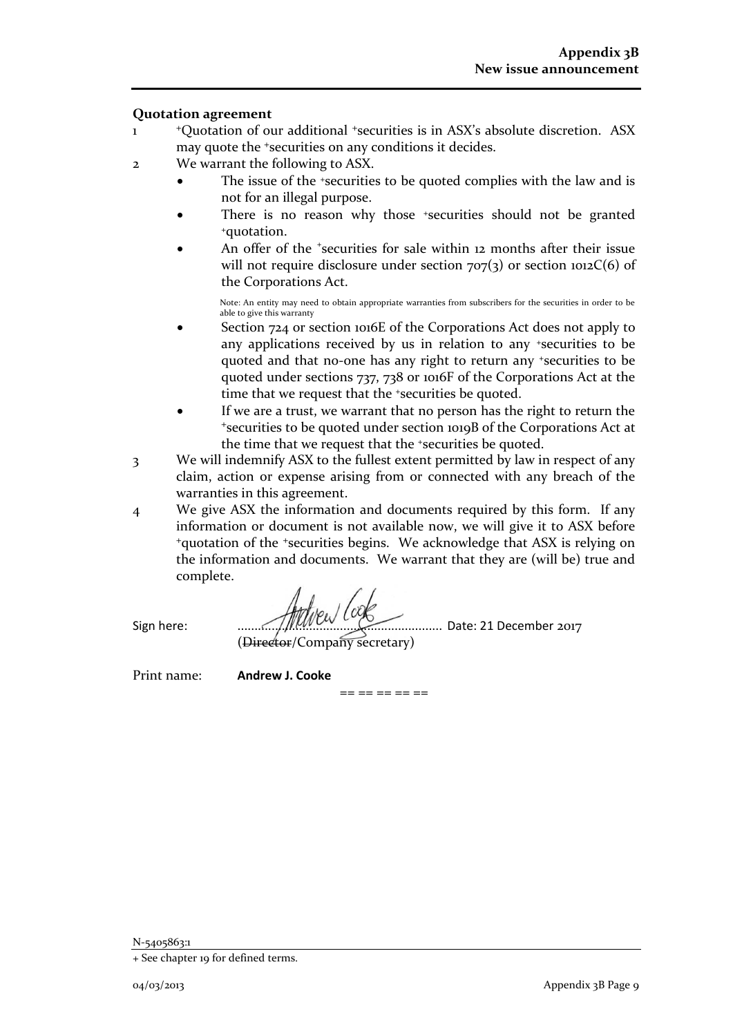**Quotation agreement**

1. +Quotation of our additional +securities is in ASX's absolute discretion. ASX may quote the +securities on any conditions it decides.
2. We warrant the following to ASX.
   - The issue of the +securities to be quoted complies with the law and is not for an illegal purpose.
   - There is no reason why those +securities should not be granted +quotation.
   - An offer of the +securities for sale within 12 months after their issue will not require disclosure under section 707(3) or section 1012C(6) of the Corporations Act.

     Note: An entity may need to obtain appropriate warranties from subscribers for the securities in order to be able to give this warranty

   - Section 724 or section 1016E of the Corporations Act does not apply to any applications received by us in relation to any +securities to be quoted and that no-one has any right to return any +securities to be quoted under sections 737, 738 or 1016F of the Corporations Act at the time that we request that the +securities be quoted.
   - If we are a trust, we warrant that no person has the right to return the +securities to be quoted under section 1019B of the Corporations Act at the time that we request that the +securities be quoted.
3. We will indemnify ASX to the fullest extent permitted by law in respect of any claim, action or expense arising from or connected with any breach of the warranties in this agreement.
4. We give ASX the information and documents required by this form. If any information or document is not available now, we will give it to ASX before +quotation of the +securities begins. We acknowledge that ASX is relying on the information and documents. We warrant that they are (will be) true and complete.

Sign here: ............................................................ Date: 21 December 2017
(~~Director~~/Company secretary)

Print name: **Andrew J. Cooke**

== == == == ==

N-5405863:1

+ See chapter 19 for defined terms.

04/03/2013